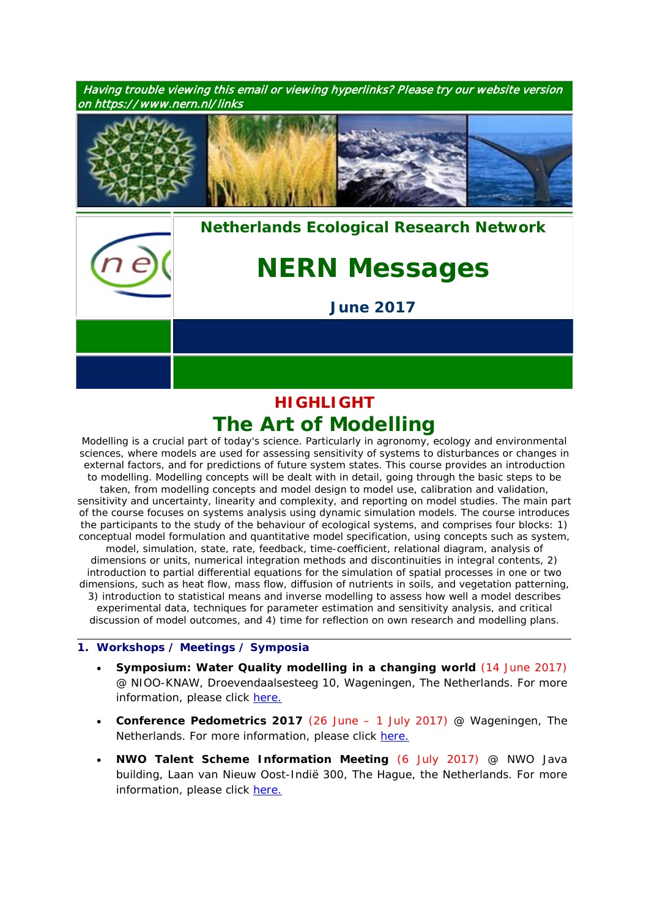*Having trouble viewing this email or viewing hyperlinks? Please try our website version on https://www.nern.nl/links*

**Netherlands Ecological Research Network**

# NERN Messages

**June 2017**

## HIGHLIGHT

## The Art of Modelling

Modelling is a crucial part of today's science. Particularly in agronomy, ecology and environmental sciences, where models are used for assessing sensitivity of systems to disturbances or changes in external factors, and for predictions of future system states. This course provides an introduction to modelling. Modelling concepts will be dealt with in detail, going through the basic steps to be taken, from modelling concepts and model design to model use, calibration and validation, sensitivity and uncertainty, linearity and complexity, and reporting on model studies. The main part of the course focuses on systems analysis using dynamic simulation models. The course introduces the participants to the study of the behaviour of ecological systems, and comprises four blocks: 1) conceptual model formulation and quantitative model specification, using concepts such as system, model, simulation, state, rate, feedback, time-coefficient, relational diagram, analysis of dimensions or units, numerical integration methods and discontinuities in integral contents, 2) introduction to partial differential equations for the simulation of spatial processes in one or two dimensions, such as heat flow, mass flow, diffusion of nutrients in soils, and vegetation patterning, 3) introduction to statistical means and inverse modelling to assess how well a model describes experimental data, techniques for parameter estimation and sensitivity analysis, and critical discussion of model outcomes, and 4) time for reflection on own research and modelling plans.

### 1. Workshops / Meetings / Symposia

- **Symposium: Water Quality modelling in a changing world** (14 June 2017) @ NIOO-KNAW, Droevendaalsesteeg 10, Wageningen, The Netherlands. For more information, please click here.
- **Conference Pedometrics 2017** (26 June – 1 July 2017) @ Wageningen, The Netherlands. For more information, please click here.
- **NWO Talent Scheme Information Meeting** (6 July 2017) @ NWO Java building, Laan van Nieuw Oost-Indië 300, The Hague, the Netherlands. For more information, please click here.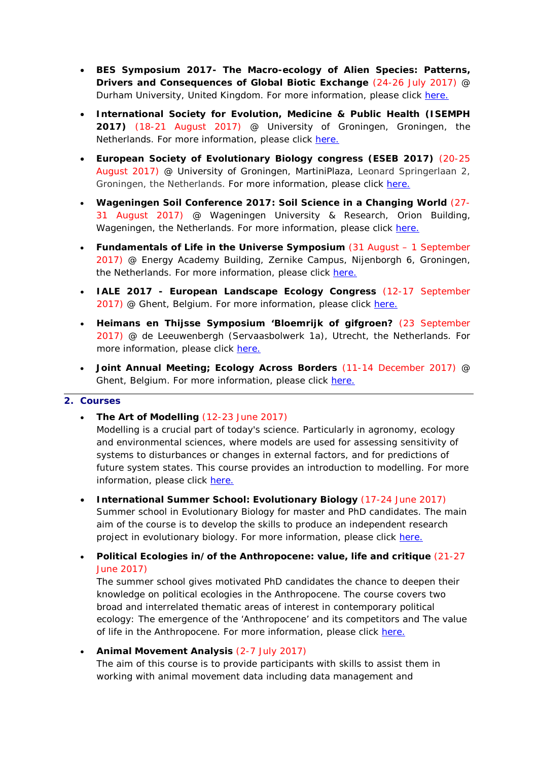- **BES Symposium 2017- The Macro-ecology of Alien Species: Patterns, Drivers and Consequences of Global Biotic Exchange** (24-26 July 2017) @ Durham University, United Kingdom. For more information, please click here.

- **International Society for Evolution, Medicine & Public Health (ISEMPH 2017)** (18-21 August 2017) @ University of Groningen, Groningen, the Netherlands. For more information, please click here.

- **European Society of Evolutionary Biology congress (ESEB 2017)** (20-25 August 2017) @ University of Groningen, MartiniPlaza, Leonard Springerlaan 2, Groningen, the Netherlands. For more information, please click here.

- **Wageningen Soil Conference 2017: Soil Science in a Changing World** (27-31 August 2017) @ Wageningen University & Research, Orion Building, Wageningen, the Netherlands. For more information, please click here.

- **Fundamentals of Life in the Universe Symposium** (31 August – 1 September 2017) @ Energy Academy Building, Zernike Campus, Nijenborgh 6, Groningen, the Netherlands. For more information, please click here.

- **IALE 2017 - European Landscape Ecology Congress** (12-17 September 2017) @ Ghent, Belgium. For more information, please click here.

- **Heimans en Thijsse Symposium 'Bloemrijk of gifgroen?** (23 September 2017) @ de Leeuwenbergh (Servaasbolwerk 1a), Utrecht, the Netherlands. For more information, please click here.

- **Joint Annual Meeting; Ecology Across Borders** (11-14 December 2017) @ Ghent, Belgium. For more information, please click here.

## 2. Courses

- **The Art of Modelling** (12-23 June 2017)
  Modelling is a crucial part of today's science. Particularly in agronomy, ecology and environmental sciences, where models are used for assessing sensitivity of systems to disturbances or changes in external factors, and for predictions of future system states. This course provides an introduction to modelling. For more information, please click here.

- **International Summer School: Evolutionary Biology** (17-24 June 2017)
  Summer school in Evolutionary Biology for master and PhD candidates. The main aim of the course is to develop the skills to produce an independent research project in evolutionary biology. For more information, please click here.

- **Political Ecologies in/of the Anthropocene: value, life and critique** (21-27 June 2017)
  The summer school gives motivated PhD candidates the chance to deepen their knowledge on political ecologies in the Anthropocene. The course covers two broad and interrelated thematic areas of interest in contemporary political ecology: The emergence of the 'Anthropocene' and its competitors and The value of life in the Anthropocene. For more information, please click here.

- **Animal Movement Analysis** (2-7 July 2017)
  The aim of this course is to provide participants with skills to assist them in working with animal movement data including data management and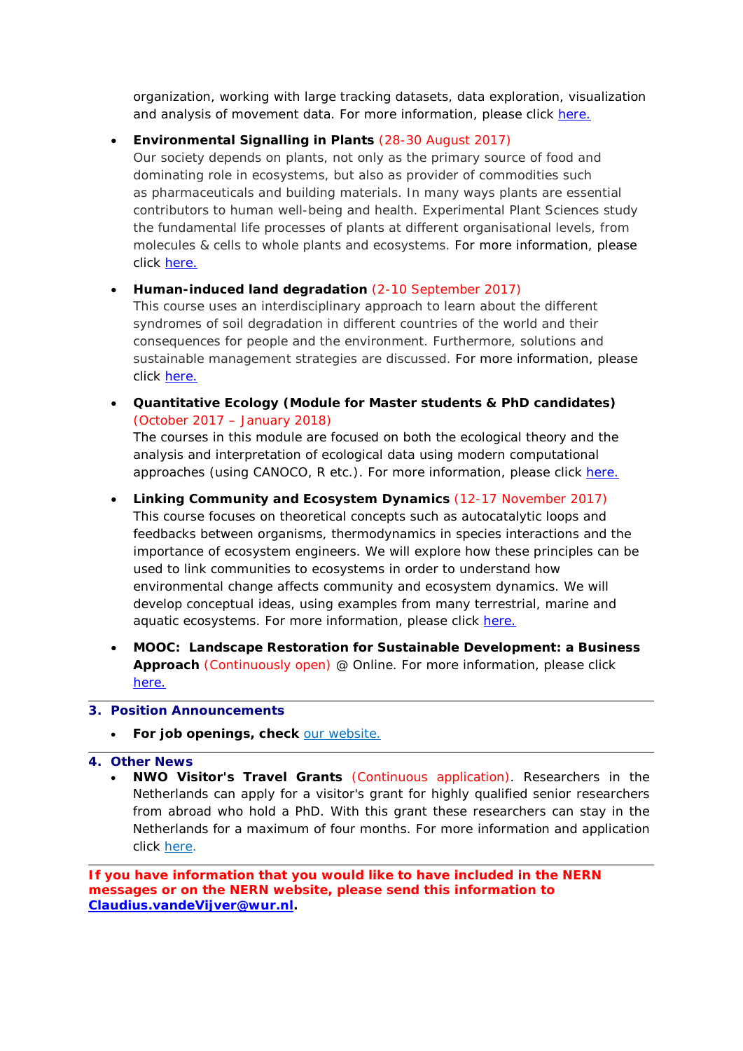organization, working with large tracking datasets, data exploration, visualization and analysis of movement data. For more information, please click here.

- **Environmental Signalling in Plants** (28-30 August 2017)
  Our society depends on plants, not only as the primary source of food and dominating role in ecosystems, but also as provider of commodities such as pharmaceuticals and building materials. In many ways plants are essential contributors to human well-being and health. Experimental Plant Sciences study the fundamental life processes of plants at different organisational levels, from molecules & cells to whole plants and ecosystems. For more information, please click here.

- **Human-induced land degradation** (2-10 September 2017)
  This course uses an interdisciplinary approach to learn about the different syndromes of soil degradation in different countries of the world and their consequences for people and the environment. Furthermore, solutions and sustainable management strategies are discussed. For more information, please click here.

- **Quantitative Ecology (Module for Master students & PhD candidates)** (October 2017 – January 2018)
  The courses in this module are focused on both the ecological theory and the analysis and interpretation of ecological data using modern computational approaches (using CANOCO, R etc.). For more information, please click here.

- **Linking Community and Ecosystem Dynamics** (12-17 November 2017)
  This course focuses on theoretical concepts such as autocatalytic loops and feedbacks between organisms, thermodynamics in species interactions and the importance of ecosystem engineers. We will explore how these principles can be used to link communities to ecosystems in order to understand how environmental change affects community and ecosystem dynamics. We will develop conceptual ideas, using examples from many terrestrial, marine and aquatic ecosystems. For more information, please click here.

- **MOOC: Landscape Restoration for Sustainable Development: a Business Approach** (Continuously open) @ Online. For more information, please click here.

## 3. Position Announcements

- **For job openings, check** our website.

## 4. Other News

- **NWO Visitor's Travel Grants** (Continuous application). Researchers in the Netherlands can apply for a visitor's grant for highly qualified senior researchers from abroad who hold a PhD. With this grant these researchers can stay in the Netherlands for a maximum of four months. For more information and application click here.

**If you have information that you would like to have included in the NERN messages or on the NERN website, please send this information to Claudius.vandeVijver@wur.nl.**